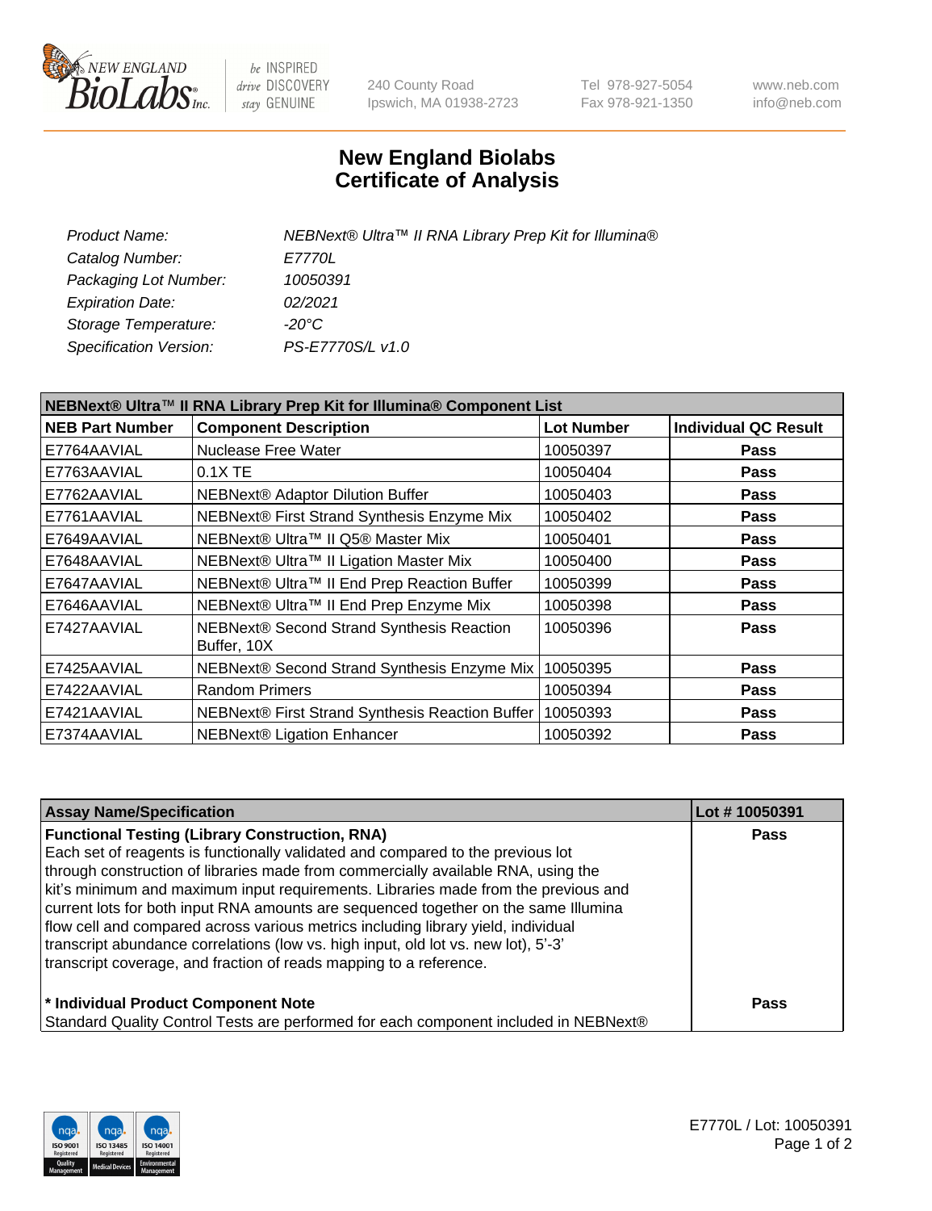# New England Biolabs Certificate of Analysis

| | |
|---|---|
| *Product Name:* | *NEBNext® Ultra™ II RNA Library Prep Kit for Illumina®* |
| *Catalog Number:* | *E7770L* |
| *Packaging Lot Number:* | *10050391* |
| *Expiration Date:* | *02/2021* |
| *Storage Temperature:* | *-20°C* |
| *Specification Version:* | *PS-E7770S/L v1.0* |

**NEBNext® Ultra™ II RNA Library Prep Kit for Illumina® Component List**

| NEB Part Number | Component Description | Lot Number | Individual QC Result |
|---|---|---|---|
| E7764AAVIAL | Nuclease Free Water | 10050397 | Pass |
| E7763AAVIAL | 0.1X TE | 10050404 | Pass |
| E7762AAVIAL | NEBNext® Adaptor Dilution Buffer | 10050403 | Pass |
| E7761AAVIAL | NEBNext® First Strand Synthesis Enzyme Mix | 10050402 | Pass |
| E7649AAVIAL | NEBNext® Ultra™ II Q5® Master Mix | 10050401 | Pass |
| E7648AAVIAL | NEBNext® Ultra™ II Ligation Master Mix | 10050400 | Pass |
| E7647AAVIAL | NEBNext® Ultra™ II End Prep Reaction Buffer | 10050399 | Pass |
| E7646AAVIAL | NEBNext® Ultra™ II End Prep Enzyme Mix | 10050398 | Pass |
| E7427AAVIAL | NEBNext® Second Strand Synthesis Reaction Buffer, 10X | 10050396 | Pass |
| E7425AAVIAL | NEBNext® Second Strand Synthesis Enzyme Mix | 10050395 | Pass |
| E7422AAVIAL | Random Primers | 10050394 | Pass |
| E7421AAVIAL | NEBNext® First Strand Synthesis Reaction Buffer | 10050393 | Pass |
| E7374AAVIAL | NEBNext® Ligation Enhancer | 10050392 | Pass |

| Assay Name/Specification | Lot # 10050391 |
|---|---|
| **Functional Testing (Library Construction, RNA)** Each set of reagents is functionally validated and compared to the previous lot through construction of libraries made from commercially available RNA, using the kit's minimum and maximum input requirements. Libraries made from the previous and current lots for both input RNA amounts are sequenced together on the same Illumina flow cell and compared across various metrics including library yield, individual transcript abundance correlations (low vs. high input, old lot vs. new lot), 5'-3' transcript coverage, and fraction of reads mapping to a reference. | Pass |
| **\* Individual Product Component Note** Standard Quality Control Tests are performed for each component included in NEBNext® | Pass |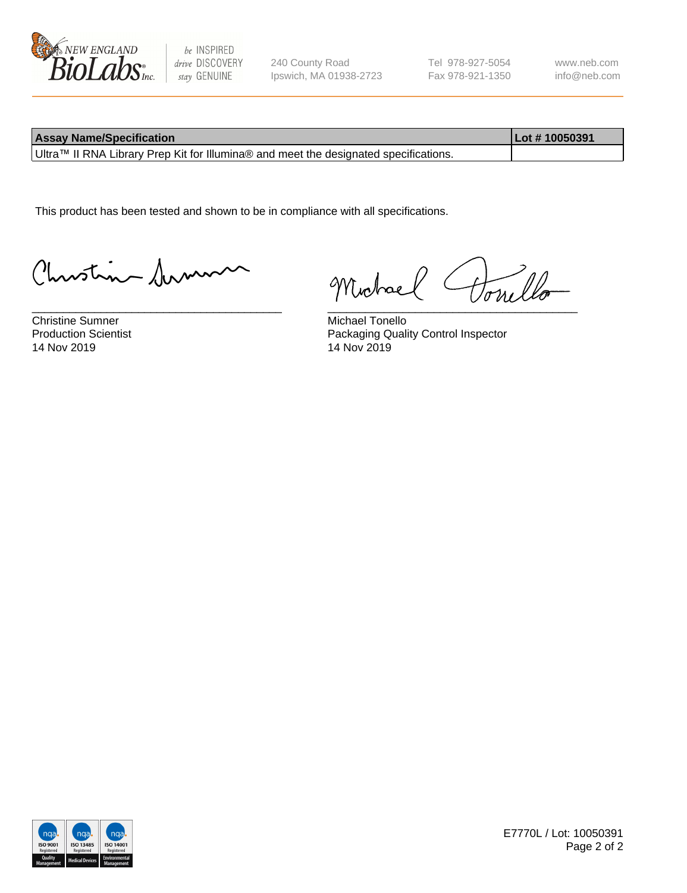| Assay Name/Specification | Lot # 10050391 |
|---|---|
| Ultra™ II RNA Library Prep Kit for Illumina® and meet the designated specifications. | |

This product has been tested and shown to be in compliance with all specifications.

Christine Sumner
Production Scientist
14 Nov 2019

Michael Tonello
Packaging Quality Control Inspector
14 Nov 2019

E7770L / Lot: 10050391